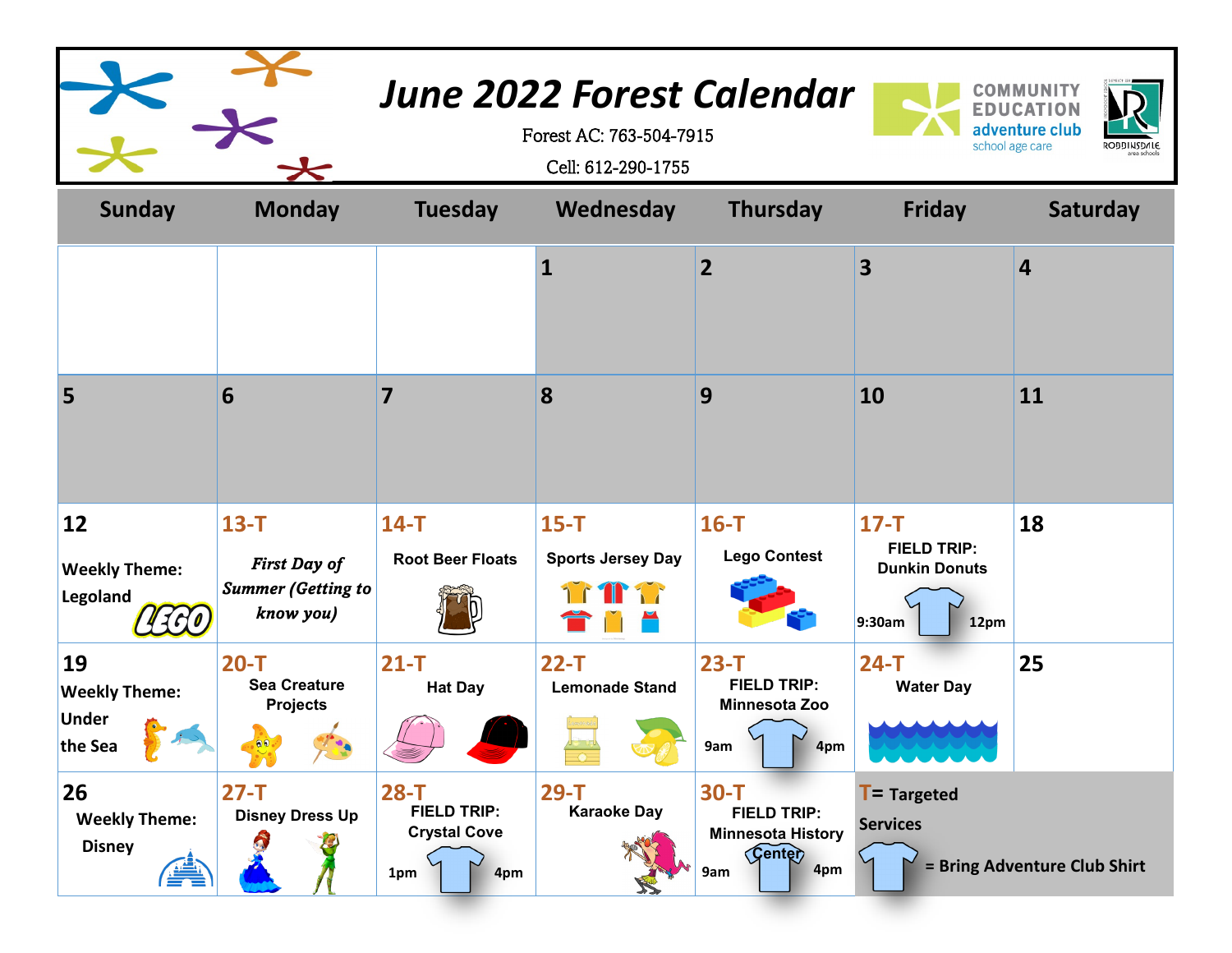# June 2022 Forest Calendar

Forest AC: 763-504-7915

Cell: 612-290-1755

COMMUNITY EDUCATION adventure club school age care

ROBBINSDALE area schools

| Sunday | Monday | Tuesday | Wednesday | Thursday | Friday | Saturday |
|---|---|---|---|---|---|---|
| | | | 1 | 2 | 3 | 4 |
| 5 | 6 | 7 | 8 | 9 | 10 | 11 |
| 12 Weekly Theme: Legoland | 13-T *First Day of Summer (Getting to know you)* | 14-T Root Beer Floats | 15-T Sports Jersey Day | 16-T Lego Contest | 17-T FIELD TRIP: Dunkin Donuts 9:30am 12pm | 18 |
| 19 Weekly Theme: Under the Sea | 20-T Sea Creature Projects | 21-T Hat Day | 22-T Lemonade Stand | 23-T FIELD TRIP: Minnesota Zoo 9am 4pm | 24-T Water Day | 25 |
| 26 Weekly Theme: Disney | 27-T Disney Dress Up | 28-T FIELD TRIP: Crystal Cove 1pm 4pm | 29-T Karaoke Day | 30-T FIELD TRIP: Minnesota History Center 9am 4pm | T= Targeted Services; (shirt) = Bring Adventure Club Shirt | |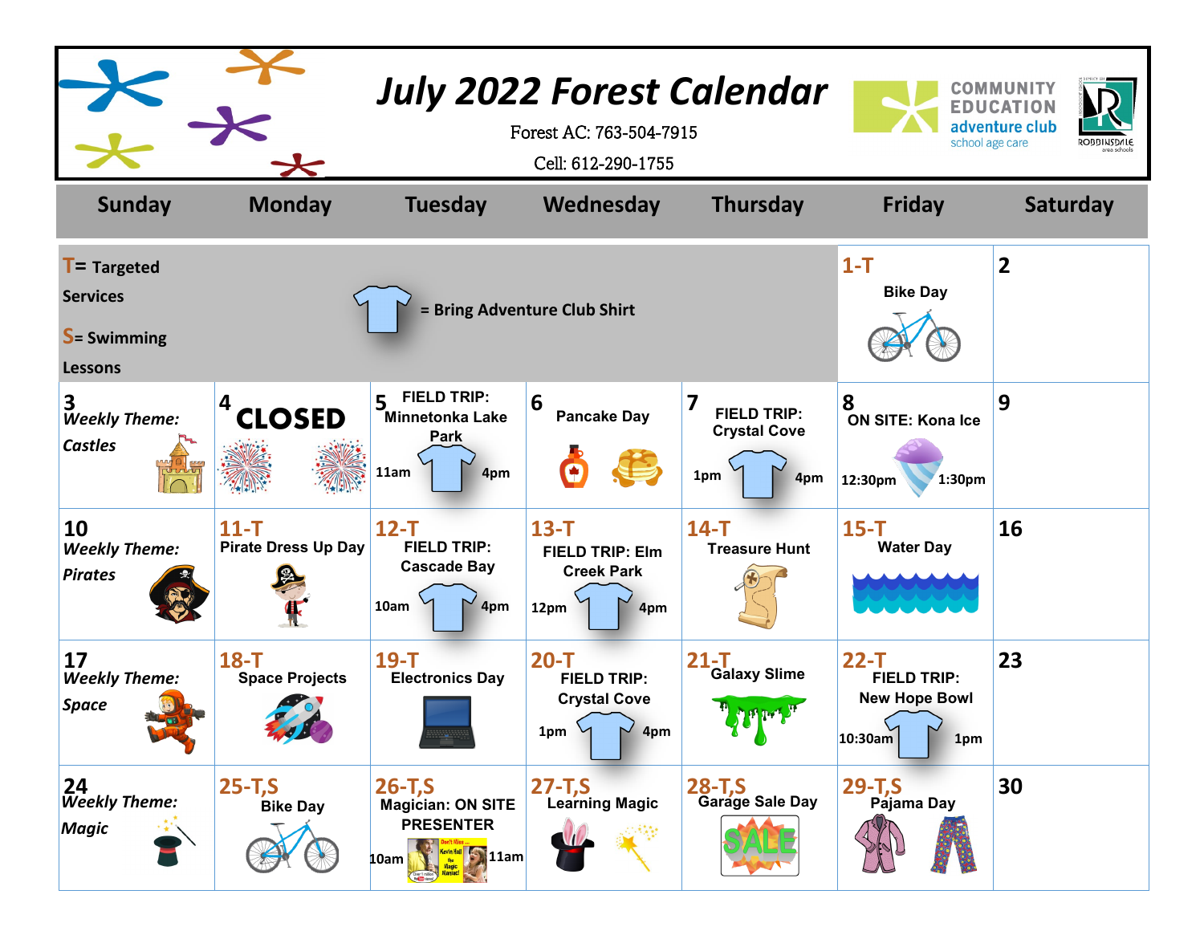# July 2022 Forest Calendar

Forest AC: 763-504-7915

Cell: 612-290-1755

COMMUNITY EDUCATION adventure club school age care

ROBBINSDALE area schools

| Sunday | Monday | Tuesday | Wednesday | Thursday | Friday | Saturday |
|---|---|---|---|---|---|---|
| **T**= Targeted Services<br>**S**= Swimming Lessons | = Bring Adventure Club Shirt | | | | **1-T**<br>Bike Day | **2** |
| **3**<br>*Weekly Theme: Castles* | **4**<br>**CLOSED** | **5** FIELD TRIP: Minnetonka Lake Park<br>11am 4pm | **6**<br>Pancake Day | **7**<br>FIELD TRIP: Crystal Cove<br>1pm 4pm | **8**<br>ON SITE: Kona Ice<br>12:30pm 1:30pm | **9** |
| **10**<br>*Weekly Theme: Pirates* | **11-T**<br>Pirate Dress Up Day | **12-T**<br>FIELD TRIP: Cascade Bay<br>10am 4pm | **13-T**<br>FIELD TRIP: Elm Creek Park<br>12pm 4pm | **14-T**<br>Treasure Hunt | **15-T**<br>Water Day | **16** |
| **17**<br>*Weekly Theme: Space* | **18-T**<br>Space Projects | **19-T**<br>Electronics Day | **20-T**<br>FIELD TRIP: Crystal Cove<br>1pm 4pm | **21-T**<br>Galaxy Slime | **22-T**<br>FIELD TRIP: New Hope Bowl<br>10:30am 1pm | **23** |
| **24**<br>*Weekly Theme: Magic* | **25-T,S**<br>Bike Day | **26-T,S**<br>Magician: ON SITE PRESENTER<br>10am 11am | **27-T,S**<br>Learning Magic | **28-T,S**<br>Garage Sale Day | **29-T,S**<br>Pajama Day | **30** |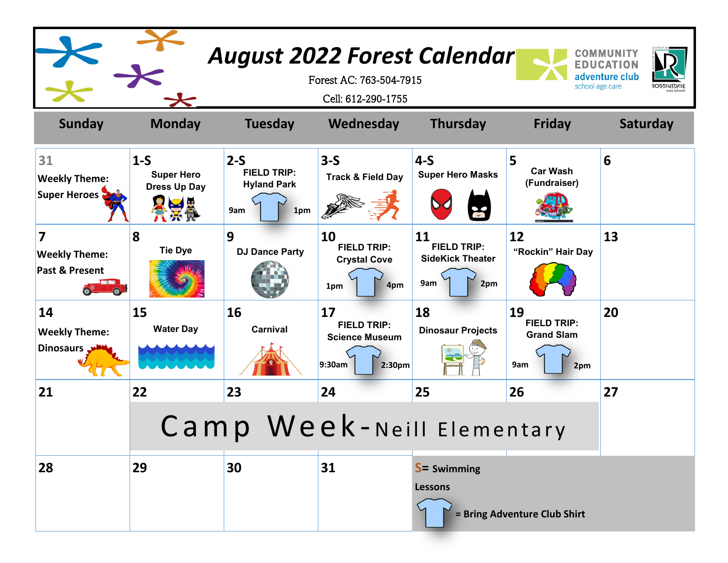# August 2022 Forest Calendar

Forest AC: 763-504-7915

Cell: 612-290-1755

COMMUNITY EDUCATION adventure club school age care

| Sunday | Monday | Tuesday | Wednesday | Thursday | Friday | Saturday |
|---|---|---|---|---|---|---|
| 31 Weekly Theme: Super Heroes | 1-S Super Hero Dress Up Day | 2-S FIELD TRIP: Hyland Park 9am 1pm | 3-S Track & Field Day | 4-S Super Hero Masks | 5 Car Wash (Fundraiser) | 6 |
| 7 Weekly Theme: Past & Present | 8 Tie Dye | 9 DJ Dance Party | 10 FIELD TRIP: Crystal Cove 1pm 4pm | 11 FIELD TRIP: SideKick Theater 9am 2pm | 12 "Rockin" Hair Day | 13 |
| 14 Weekly Theme: Dinosaurs | 15 Water Day | 16 Carnival | 17 FIELD TRIP: Science Museum 9:30am 2:30pm | 18 Dinosaur Projects | 19 FIELD TRIP: Grand Slam 9am 2pm | 20 |
| 21 | 22 Camp Week-Neill Elementary | 23 | 24 | 25 | 26 | 27 |
| 28 | 29 | 30 | 31 | | | |

S= Swimming Lessons

= Bring Adventure Club Shirt